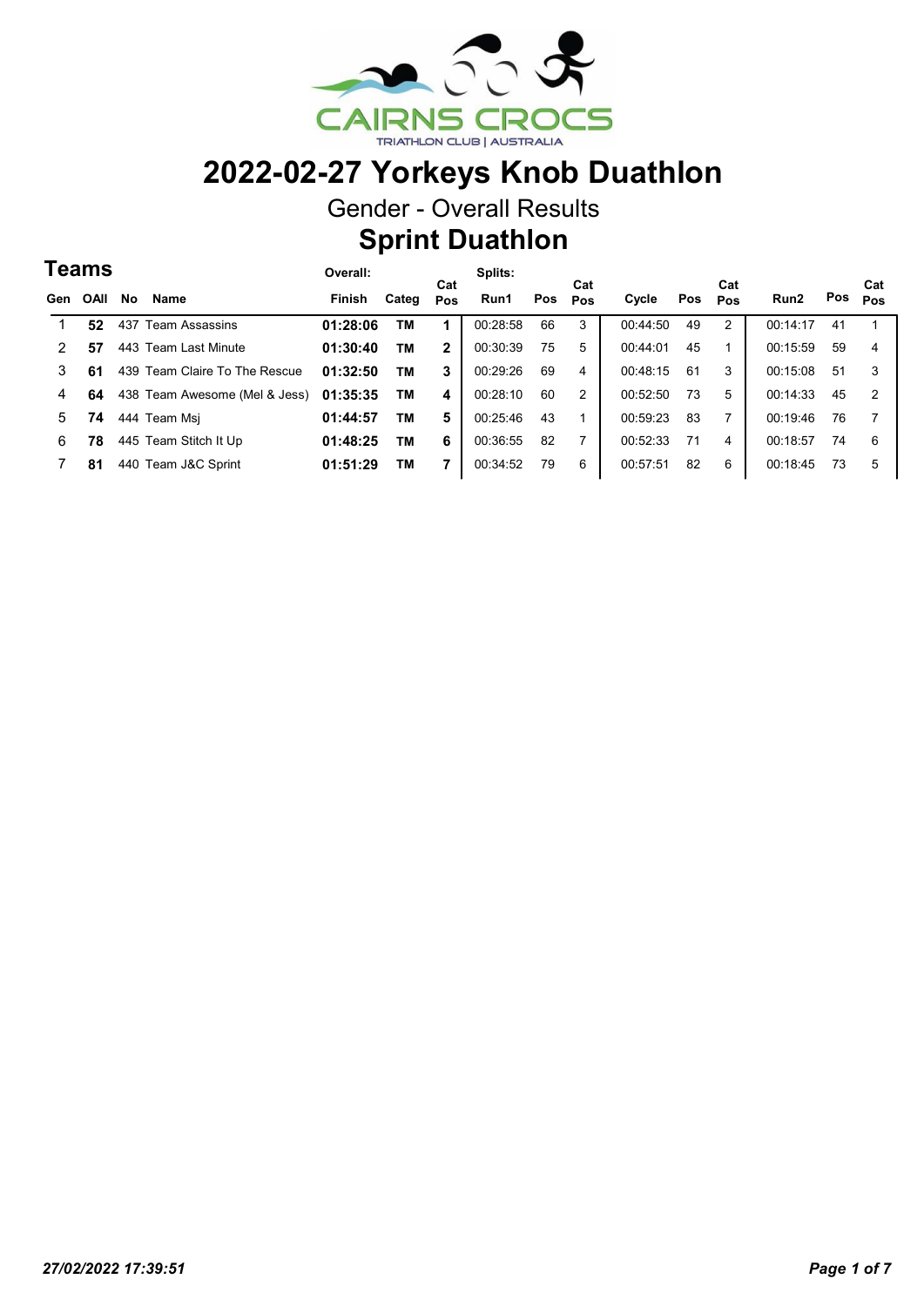# 2022-02-27 Yorkeys Knob Duathlon

## Gender - Overall Results

## Sprint Duathlon

### Teams

| | | | | Overall: | | | Splits: | | | | | | | | |
|---|---|---|---|---|---|---|---|---|---|---|---|---|---|---|---|
| Gen | OAll | No | Name | Finish | Categ | Cat Pos | Run1 | Pos | Cat Pos | Cycle | Pos | Cat Pos | Run2 | Pos | Cat Pos |
| 1 | **52** | 437 | Team Assassins | **01:28:06** | **TM** | **1** | 00:28:58 | 66 | 3 | 00:44:50 | 49 | 2 | 00:14:17 | 41 | 1 |
| 2 | **57** | 443 | Team Last Minute | **01:30:40** | **TM** | **2** | 00:30:39 | 75 | 5 | 00:44:01 | 45 | 1 | 00:15:59 | 59 | 4 |
| 3 | **61** | 439 | Team Claire To The Rescue | **01:32:50** | **TM** | **3** | 00:29:26 | 69 | 4 | 00:48:15 | 61 | 3 | 00:15:08 | 51 | 3 |
| 4 | **64** | 438 | Team Awesome (Mel & Jess) | **01:35:35** | **TM** | **4** | 00:28:10 | 60 | 2 | 00:52:50 | 73 | 5 | 00:14:33 | 45 | 2 |
| 5 | **74** | 444 | Team Msj | **01:44:57** | **TM** | **5** | 00:25:46 | 43 | 1 | 00:59:23 | 83 | 7 | 00:19:46 | 76 | 7 |
| 6 | **78** | 445 | Team Stitch It Up | **01:48:25** | **TM** | **6** | 00:36:55 | 82 | 7 | 00:52:33 | 71 | 4 | 00:18:57 | 74 | 6 |
| 7 | **81** | 440 | Team J&C Sprint | **01:51:29** | **TM** | **7** | 00:34:52 | 79 | 6 | 00:57:51 | 82 | 6 | 00:18:45 | 73 | 5 |

*27/02/2022 17:39:51*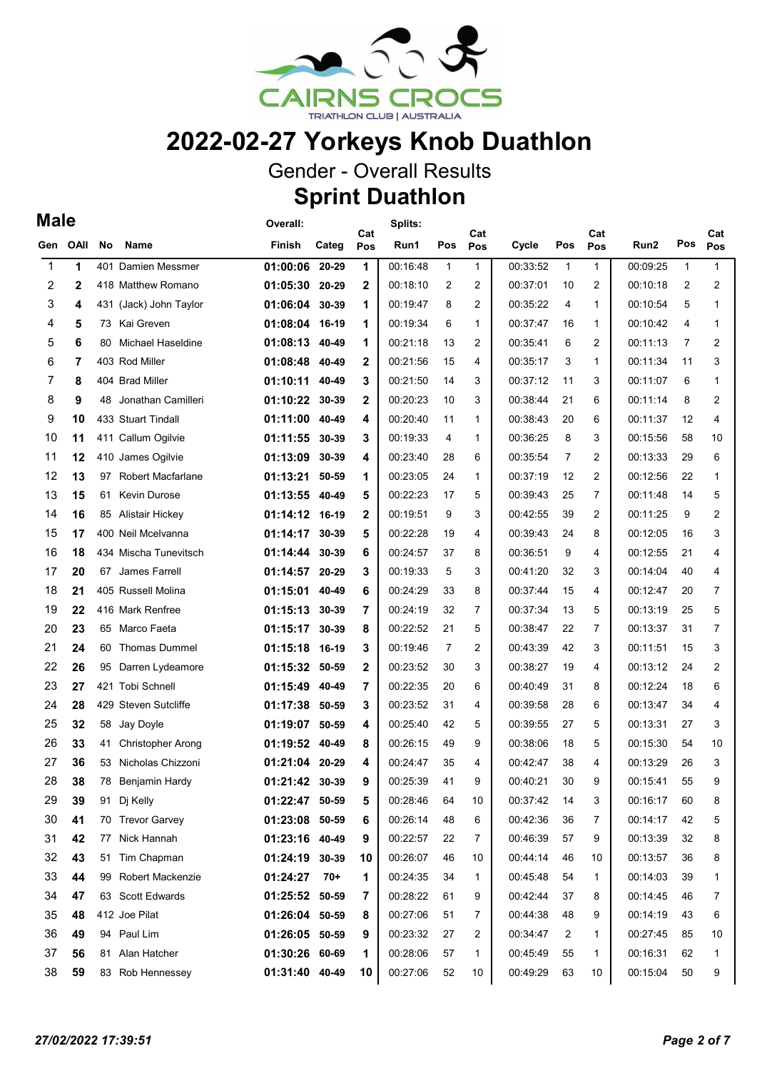CAIRNS CROCS
TRIATHLON CLUB | AUSTRALIA

# 2022-02-27 Yorkeys Knob Duathlon

## Gender - Overall Results

## Sprint Duathlon

### Male

| Gen | OAll | No | Name | Overall: Finish | Categ | Cat Pos | Splits: Run1 | Pos | Cat Pos | Cycle | Pos | Cat Pos | Run2 | Pos | Cat Pos |
|---|---|---|---|---|---|---|---|---|---|---|---|---|---|---|---|
| 1 | **1** | 401 | Damien Messmer | **01:00:06** | **20-29** | **1** | 00:16:48 | 1 | 1 | 00:33:52 | 1 | 1 | 00:09:25 | 1 | 1 |
| 2 | **2** | 418 | Matthew Romano | **01:05:30** | **20-29** | **2** | 00:18:10 | 2 | 2 | 00:37:01 | 10 | 2 | 00:10:18 | 2 | 2 |
| 3 | **4** | 431 | (Jack) John Taylor | **01:06:04** | **30-39** | **1** | 00:19:47 | 8 | 2 | 00:35:22 | 4 | 1 | 00:10:54 | 5 | 1 |
| 4 | **5** | 73 | Kai Greven | **01:08:04** | **16-19** | **1** | 00:19:34 | 6 | 1 | 00:37:47 | 16 | 1 | 00:10:42 | 4 | 1 |
| 5 | **6** | 80 | Michael Haseldine | **01:08:13** | **40-49** | **1** | 00:21:18 | 13 | 2 | 00:35:41 | 6 | 2 | 00:11:13 | 7 | 2 |
| 6 | **7** | 403 | Rod Miller | **01:08:48** | **40-49** | **2** | 00:21:56 | 15 | 4 | 00:35:17 | 3 | 1 | 00:11:34 | 11 | 3 |
| 7 | **8** | 404 | Brad Miller | **01:10:11** | **40-49** | **3** | 00:21:50 | 14 | 3 | 00:37:12 | 11 | 3 | 00:11:07 | 6 | 1 |
| 8 | **9** | 48 | Jonathan Camilleri | **01:10:22** | **30-39** | **2** | 00:20:23 | 10 | 3 | 00:38:44 | 21 | 6 | 00:11:14 | 8 | 2 |
| 9 | **10** | 433 | Stuart Tindall | **01:11:00** | **40-49** | **4** | 00:20:40 | 11 | 1 | 00:38:43 | 20 | 6 | 00:11:37 | 12 | 4 |
| 10 | **11** | 411 | Callum Ogilvie | **01:11:55** | **30-39** | **3** | 00:19:33 | 4 | 1 | 00:36:25 | 8 | 3 | 00:15:56 | 58 | 10 |
| 11 | **12** | 410 | James Ogilvie | **01:13:09** | **30-39** | **4** | 00:23:40 | 28 | 6 | 00:35:54 | 7 | 2 | 00:13:33 | 29 | 6 |
| 12 | **13** | 97 | Robert Macfarlane | **01:13:21** | **50-59** | **1** | 00:23:05 | 24 | 1 | 00:37:19 | 12 | 2 | 00:12:56 | 22 | 1 |
| 13 | **15** | 61 | Kevin Durose | **01:13:55** | **40-49** | **5** | 00:22:23 | 17 | 5 | 00:39:43 | 25 | 7 | 00:11:48 | 14 | 5 |
| 14 | **16** | 85 | Alistair Hickey | **01:14:12** | **16-19** | **2** | 00:19:51 | 9 | 3 | 00:42:55 | 39 | 2 | 00:11:25 | 9 | 2 |
| 15 | **17** | 400 | Neil Mcelvanna | **01:14:17** | **30-39** | **5** | 00:22:28 | 19 | 4 | 00:39:43 | 24 | 8 | 00:12:05 | 16 | 3 |
| 16 | **18** | 434 | Mischa Tunevitsch | **01:14:44** | **30-39** | **6** | 00:24:57 | 37 | 8 | 00:36:51 | 9 | 4 | 00:12:55 | 21 | 4 |
| 17 | **20** | 67 | James Farrell | **01:14:57** | **20-29** | **3** | 00:19:33 | 5 | 3 | 00:41:20 | 32 | 3 | 00:14:04 | 40 | 4 |
| 18 | **21** | 405 | Russell Molina | **01:15:01** | **40-49** | **6** | 00:24:29 | 33 | 8 | 00:37:44 | 15 | 4 | 00:12:47 | 20 | 7 |
| 19 | **22** | 416 | Mark Renfree | **01:15:13** | **30-39** | **7** | 00:24:19 | 32 | 7 | 00:37:34 | 13 | 5 | 00:13:19 | 25 | 5 |
| 20 | **23** | 65 | Marco Faeta | **01:15:17** | **30-39** | **8** | 00:22:52 | 21 | 5 | 00:38:47 | 22 | 7 | 00:13:37 | 31 | 7 |
| 21 | **24** | 60 | Thomas Dummel | **01:15:18** | **16-19** | **3** | 00:19:46 | 7 | 2 | 00:43:39 | 42 | 3 | 00:11:51 | 15 | 3 |
| 22 | **26** | 95 | Darren Lydeamore | **01:15:32** | **50-59** | **2** | 00:23:52 | 30 | 3 | 00:38:27 | 19 | 4 | 00:13:12 | 24 | 2 |
| 23 | **27** | 421 | Tobi Schnell | **01:15:49** | **40-49** | **7** | 00:22:35 | 20 | 6 | 00:40:49 | 31 | 8 | 00:12:24 | 18 | 6 |
| 24 | **28** | 429 | Steven Sutcliffe | **01:17:38** | **50-59** | **3** | 00:23:52 | 31 | 4 | 00:39:58 | 28 | 6 | 00:13:47 | 34 | 4 |
| 25 | **32** | 58 | Jay Doyle | **01:19:07** | **50-59** | **4** | 00:25:40 | 42 | 5 | 00:39:55 | 27 | 5 | 00:13:31 | 27 | 3 |
| 26 | **33** | 41 | Christopher Arong | **01:19:52** | **40-49** | **8** | 00:26:15 | 49 | 9 | 00:38:06 | 18 | 5 | 00:15:30 | 54 | 10 |
| 27 | **36** | 53 | Nicholas Chizzoni | **01:21:04** | **20-29** | **4** | 00:24:47 | 35 | 4 | 00:42:47 | 38 | 4 | 00:13:29 | 26 | 3 |
| 28 | **38** | 78 | Benjamin Hardy | **01:21:42** | **30-39** | **9** | 00:25:39 | 41 | 9 | 00:40:21 | 30 | 9 | 00:15:41 | 55 | 9 |
| 29 | **39** | 91 | Dj Kelly | **01:22:47** | **50-59** | **5** | 00:28:46 | 64 | 10 | 00:37:42 | 14 | 3 | 00:16:17 | 60 | 8 |
| 30 | **41** | 70 | Trevor Garvey | **01:23:08** | **50-59** | **6** | 00:26:14 | 48 | 6 | 00:42:36 | 36 | 7 | 00:14:17 | 42 | 5 |
| 31 | **42** | 77 | Nick Hannah | **01:23:16** | **40-49** | **9** | 00:22:57 | 22 | 7 | 00:46:39 | 57 | 9 | 00:13:39 | 32 | 8 |
| 32 | **43** | 51 | Tim Chapman | **01:24:19** | **30-39** | **10** | 00:26:07 | 46 | 10 | 00:44:14 | 46 | 10 | 00:13:57 | 36 | 8 |
| 33 | **44** | 99 | Robert Mackenzie | **01:24:27** | **70+** | **1** | 00:24:35 | 34 | 1 | 00:45:48 | 54 | 1 | 00:14:03 | 39 | 1 |
| 34 | **47** | 63 | Scott Edwards | **01:25:52** | **50-59** | **7** | 00:28:22 | 61 | 9 | 00:42:44 | 37 | 8 | 00:14:45 | 46 | 7 |
| 35 | **48** | 412 | Joe Pilat | **01:26:04** | **50-59** | **8** | 00:27:06 | 51 | 7 | 00:44:38 | 48 | 9 | 00:14:19 | 43 | 6 |
| 36 | **49** | 94 | Paul Lim | **01:26:05** | **50-59** | **9** | 00:23:32 | 27 | 2 | 00:34:47 | 2 | 1 | 00:27:45 | 85 | 10 |
| 37 | **56** | 81 | Alan Hatcher | **01:30:26** | **60-69** | **1** | 00:28:06 | 57 | 1 | 00:45:49 | 55 | 1 | 00:16:31 | 62 | 1 |
| 38 | **59** | 83 | Rob Hennessey | **01:31:40** | **40-49** | **10** | 00:27:06 | 52 | 10 | 00:49:29 | 63 | 10 | 00:15:04 | 50 | 9 |

*27/02/2022 17:39:51*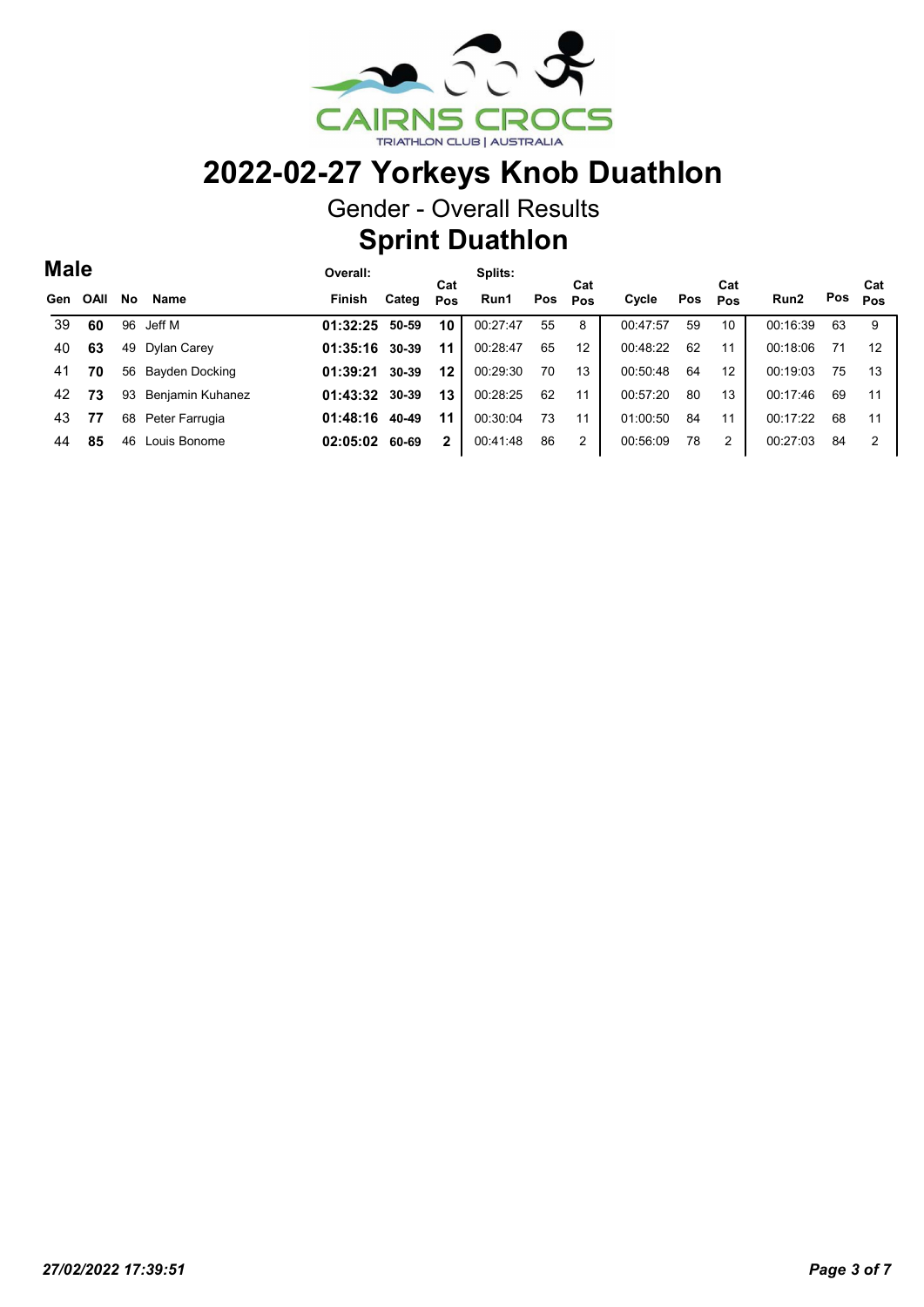CAIRNS CROCS
TRIATHLON CLUB | AUSTRALIA

# 2022-02-27 Yorkeys Knob Duathlon

## Gender - Overall Results

## Sprint Duathlon

### Male

| Gen | OAll | No | Name | Overall: Finish | Categ | Cat Pos | Splits: Run1 | Pos | Cat Pos | Cycle | Pos | Cat Pos | Run2 | Pos | Cat Pos |
|---|---|---|---|---|---|---|---|---|---|---|---|---|---|---|---|
| 39 | **60** | 96 | Jeff M | **01:32:25** | **50-59** | **10** | 00:27:47 | 55 | 8 | 00:47:57 | 59 | 10 | 00:16:39 | 63 | 9 |
| 40 | **63** | 49 | Dylan Carey | **01:35:16** | **30-39** | **11** | 00:28:47 | 65 | 12 | 00:48:22 | 62 | 11 | 00:18:06 | 71 | 12 |
| 41 | **70** | 56 | Bayden Docking | **01:39:21** | **30-39** | **12** | 00:29:30 | 70 | 13 | 00:50:48 | 64 | 12 | 00:19:03 | 75 | 13 |
| 42 | **73** | 93 | Benjamin Kuhanez | **01:43:32** | **30-39** | **13** | 00:28:25 | 62 | 11 | 00:57:20 | 80 | 13 | 00:17:46 | 69 | 11 |
| 43 | **77** | 68 | Peter Farrugia | **01:48:16** | **40-49** | **11** | 00:30:04 | 73 | 11 | 01:00:50 | 84 | 11 | 00:17:22 | 68 | 11 |
| 44 | **85** | 46 | Louis Bonome | **02:05:02** | **60-69** | **2** | 00:41:48 | 86 | 2 | 00:56:09 | 78 | 2 | 00:27:03 | 84 | 2 |

*27/02/2022 17:39:51*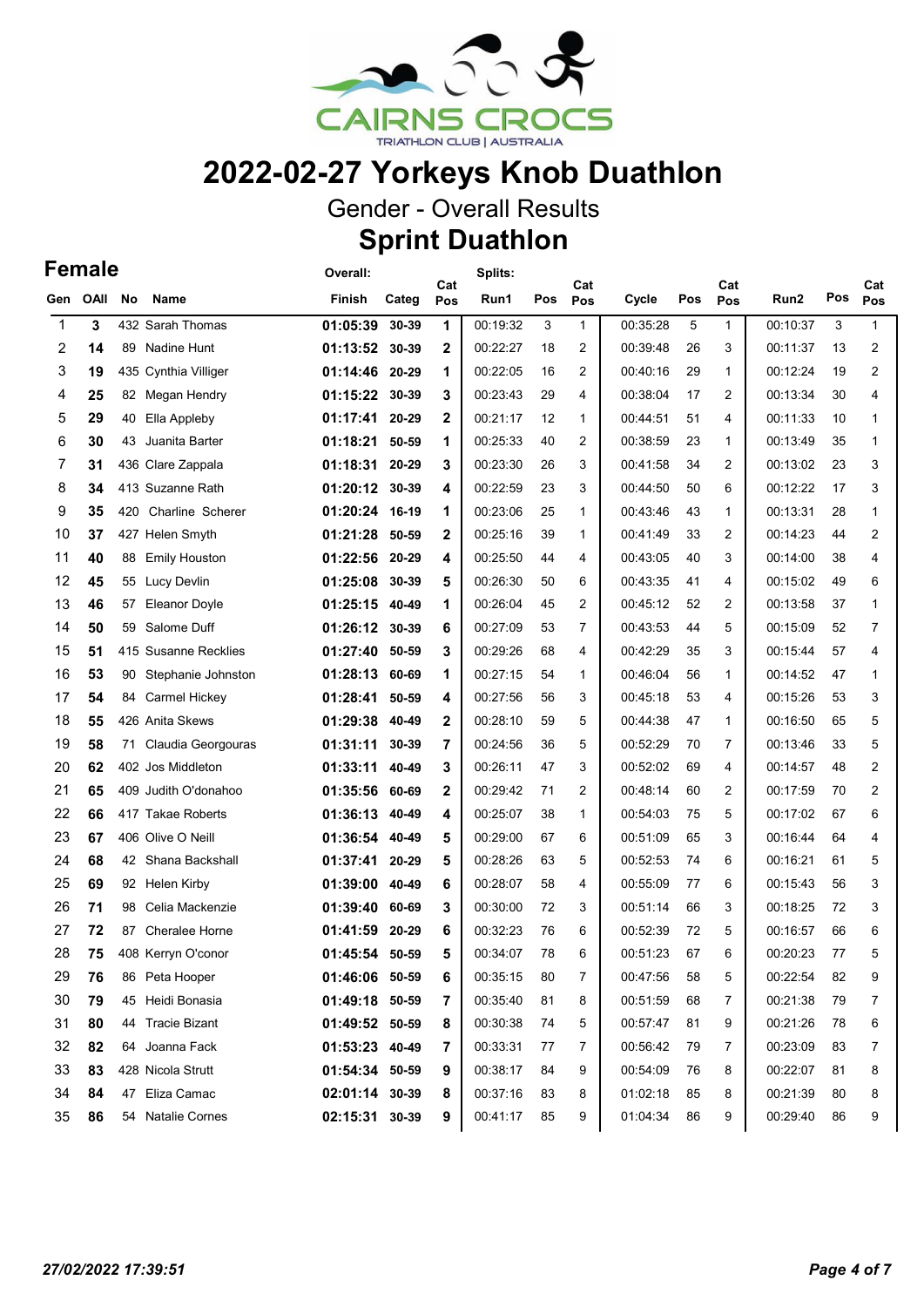# 2022-02-27 Yorkeys Knob Duathlon

## Gender - Overall Results

## Sprint Duathlon

### Female

| Gen | OAll | No | Name | Overall: Finish | Categ | Cat Pos | Splits: Run1 | Pos | Cat Pos | Cycle | Pos | Cat Pos | Run2 | Pos | Cat Pos |
|---|---|---|---|---|---|---|---|---|---|---|---|---|---|---|---|
| 1 | **3** | 432 | Sarah Thomas | **01:05:39** | **30-39** | **1** | 00:19:32 | 3 | 1 | 00:35:28 | 5 | 1 | 00:10:37 | 3 | 1 |
| 2 | **14** | 89 | Nadine Hunt | **01:13:52** | **30-39** | **2** | 00:22:27 | 18 | 2 | 00:39:48 | 26 | 3 | 00:11:37 | 13 | 2 |
| 3 | **19** | 435 | Cynthia Villiger | **01:14:46** | **20-29** | **1** | 00:22:05 | 16 | 2 | 00:40:16 | 29 | 1 | 00:12:24 | 19 | 2 |
| 4 | **25** | 82 | Megan Hendry | **01:15:22** | **30-39** | **3** | 00:23:43 | 29 | 4 | 00:38:04 | 17 | 2 | 00:13:34 | 30 | 4 |
| 5 | **29** | 40 | Ella Appleby | **01:17:41** | **20-29** | **2** | 00:21:17 | 12 | 1 | 00:44:51 | 51 | 4 | 00:11:33 | 10 | 1 |
| 6 | **30** | 43 | Juanita Barter | **01:18:21** | **50-59** | **1** | 00:25:33 | 40 | 2 | 00:38:59 | 23 | 1 | 00:13:49 | 35 | 1 |
| 7 | **31** | 436 | Clare Zappala | **01:18:31** | **20-29** | **3** | 00:23:30 | 26 | 3 | 00:41:58 | 34 | 2 | 00:13:02 | 23 | 3 |
| 8 | **34** | 413 | Suzanne Rath | **01:20:12** | **30-39** | **4** | 00:22:59 | 23 | 3 | 00:44:50 | 50 | 6 | 00:12:22 | 17 | 3 |
| 9 | **35** | 420 | Charline Scherer | **01:20:24** | **16-19** | **1** | 00:23:06 | 25 | 1 | 00:43:46 | 43 | 1 | 00:13:31 | 28 | 1 |
| 10 | **37** | 427 | Helen Smyth | **01:21:28** | **50-59** | **2** | 00:25:16 | 39 | 1 | 00:41:49 | 33 | 2 | 00:14:23 | 44 | 2 |
| 11 | **40** | 88 | Emily Houston | **01:22:56** | **20-29** | **4** | 00:25:50 | 44 | 4 | 00:43:05 | 40 | 3 | 00:14:00 | 38 | 4 |
| 12 | **45** | 55 | Lucy Devlin | **01:25:08** | **30-39** | **5** | 00:26:30 | 50 | 6 | 00:43:35 | 41 | 4 | 00:15:02 | 49 | 6 |
| 13 | **46** | 57 | Eleanor Doyle | **01:25:15** | **40-49** | **1** | 00:26:04 | 45 | 2 | 00:45:12 | 52 | 2 | 00:13:58 | 37 | 1 |
| 14 | **50** | 59 | Salome Duff | **01:26:12** | **30-39** | **6** | 00:27:09 | 53 | 7 | 00:43:53 | 44 | 5 | 00:15:09 | 52 | 7 |
| 15 | **51** | 415 | Susanne Recklies | **01:27:40** | **50-59** | **3** | 00:29:26 | 68 | 4 | 00:42:29 | 35 | 3 | 00:15:44 | 57 | 4 |
| 16 | **53** | 90 | Stephanie Johnston | **01:28:13** | **60-69** | **1** | 00:27:15 | 54 | 1 | 00:46:04 | 56 | 1 | 00:14:52 | 47 | 1 |
| 17 | **54** | 84 | Carmel Hickey | **01:28:41** | **50-59** | **4** | 00:27:56 | 56 | 3 | 00:45:18 | 53 | 4 | 00:15:26 | 53 | 3 |
| 18 | **55** | 426 | Anita Skews | **01:29:38** | **40-49** | **2** | 00:28:10 | 59 | 5 | 00:44:38 | 47 | 1 | 00:16:50 | 65 | 5 |
| 19 | **58** | 71 | Claudia Georgouras | **01:31:11** | **30-39** | **7** | 00:24:56 | 36 | 5 | 00:52:29 | 70 | 7 | 00:13:46 | 33 | 5 |
| 20 | **62** | 402 | Jos Middleton | **01:33:11** | **40-49** | **3** | 00:26:11 | 47 | 3 | 00:52:02 | 69 | 4 | 00:14:57 | 48 | 2 |
| 21 | **65** | 409 | Judith O'donahoo | **01:35:56** | **60-69** | **2** | 00:29:42 | 71 | 2 | 00:48:14 | 60 | 2 | 00:17:59 | 70 | 2 |
| 22 | **66** | 417 | Takae Roberts | **01:36:13** | **40-49** | **4** | 00:25:07 | 38 | 1 | 00:54:03 | 75 | 5 | 00:17:02 | 67 | 6 |
| 23 | **67** | 406 | Olive O Neill | **01:36:54** | **40-49** | **5** | 00:29:00 | 67 | 6 | 00:51:09 | 65 | 3 | 00:16:44 | 64 | 4 |
| 24 | **68** | 42 | Shana Backshall | **01:37:41** | **20-29** | **5** | 00:28:26 | 63 | 5 | 00:52:53 | 74 | 6 | 00:16:21 | 61 | 5 |
| 25 | **69** | 92 | Helen Kirby | **01:39:00** | **40-49** | **6** | 00:28:07 | 58 | 4 | 00:55:09 | 77 | 6 | 00:15:43 | 56 | 3 |
| 26 | **71** | 98 | Celia Mackenzie | **01:39:40** | **60-69** | **3** | 00:30:00 | 72 | 3 | 00:51:14 | 66 | 3 | 00:18:25 | 72 | 3 |
| 27 | **72** | 87 | Cheralee Horne | **01:41:59** | **20-29** | **6** | 00:32:23 | 76 | 6 | 00:52:39 | 72 | 5 | 00:16:57 | 66 | 6 |
| 28 | **75** | 408 | Kerryn O'conor | **01:45:54** | **50-59** | **5** | 00:34:07 | 78 | 6 | 00:51:23 | 67 | 6 | 00:20:23 | 77 | 5 |
| 29 | **76** | 86 | Peta Hooper | **01:46:06** | **50-59** | **6** | 00:35:15 | 80 | 7 | 00:47:56 | 58 | 5 | 00:22:54 | 82 | 9 |
| 30 | **79** | 45 | Heidi Bonasia | **01:49:18** | **50-59** | **7** | 00:35:40 | 81 | 8 | 00:51:59 | 68 | 7 | 00:21:38 | 79 | 7 |
| 31 | **80** | 44 | Tracie Bizant | **01:49:52** | **50-59** | **8** | 00:30:38 | 74 | 5 | 00:57:47 | 81 | 9 | 00:21:26 | 78 | 6 |
| 32 | **82** | 64 | Joanna Fack | **01:53:23** | **40-49** | **7** | 00:33:31 | 77 | 7 | 00:56:42 | 79 | 7 | 00:23:09 | 83 | 7 |
| 33 | **83** | 428 | Nicola Strutt | **01:54:34** | **50-59** | **9** | 00:38:17 | 84 | 9 | 00:54:09 | 76 | 8 | 00:22:07 | 81 | 8 |
| 34 | **84** | 47 | Eliza Camac | **02:01:14** | **30-39** | **8** | 00:37:16 | 83 | 8 | 01:02:18 | 85 | 8 | 00:21:39 | 80 | 8 |
| 35 | **86** | 54 | Natalie Cornes | **02:15:31** | **30-39** | **9** | 00:41:17 | 85 | 9 | 01:04:34 | 86 | 9 | 00:29:40 | 86 | 9 |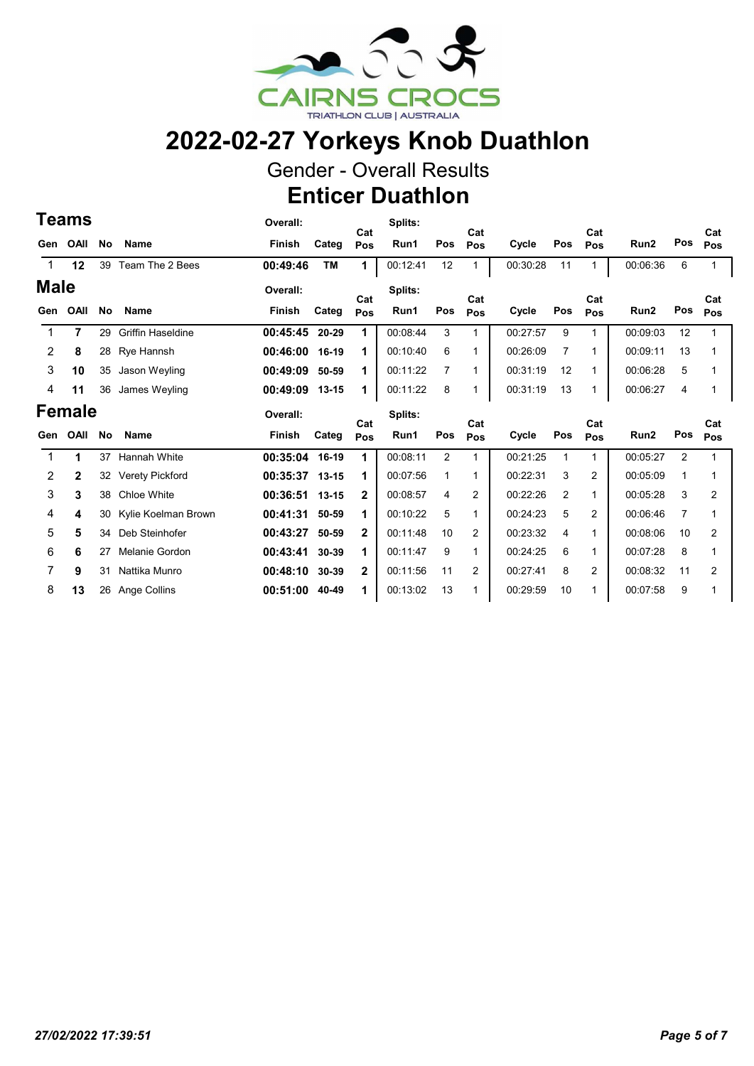# 2022-02-27 Yorkeys Knob Duathlon

Gender - Overall Results

## Enticer Duathlon

### Teams

| Gen | OAll | No | Name | Overall: Finish | Categ | Cat Pos | Splits: Run1 | Pos | Cat Pos | Cycle | Pos | Cat Pos | Run2 | Pos | Cat Pos |
|---|---|---|---|---|---|---|---|---|---|---|---|---|---|---|---|
| 1 | **12** | 39 | Team The 2 Bees | **00:49:46** | **TM** | **1** | 00:12:41 | 12 | 1 | 00:30:28 | 11 | 1 | 00:06:36 | 6 | 1 |

### Male

| Gen | OAll | No | Name | Overall: Finish | Categ | Cat Pos | Splits: Run1 | Pos | Cat Pos | Cycle | Pos | Cat Pos | Run2 | Pos | Cat Pos |
|---|---|---|---|---|---|---|---|---|---|---|---|---|---|---|---|
| 1 | **7** | 29 | Griffin Haseldine | **00:45:45** | **20-29** | **1** | 00:08:44 | 3 | 1 | 00:27:57 | 9 | 1 | 00:09:03 | 12 | 1 |
| 2 | **8** | 28 | Rye Hannsh | **00:46:00** | **16-19** | **1** | 00:10:40 | 6 | 1 | 00:26:09 | 7 | 1 | 00:09:11 | 13 | 1 |
| 3 | **10** | 35 | Jason Weyling | **00:49:09** | **50-59** | **1** | 00:11:22 | 7 | 1 | 00:31:19 | 12 | 1 | 00:06:28 | 5 | 1 |
| 4 | **11** | 36 | James Weyling | **00:49:09** | **13-15** | **1** | 00:11:22 | 8 | 1 | 00:31:19 | 13 | 1 | 00:06:27 | 4 | 1 |

### Female

| Gen | OAll | No | Name | Overall: Finish | Categ | Cat Pos | Splits: Run1 | Pos | Cat Pos | Cycle | Pos | Cat Pos | Run2 | Pos | Cat Pos |
|---|---|---|---|---|---|---|---|---|---|---|---|---|---|---|---|
| 1 | **1** | 37 | Hannah White | **00:35:04** | **16-19** | **1** | 00:08:11 | 2 | 1 | 00:21:25 | 1 | 1 | 00:05:27 | 2 | 1 |
| 2 | **2** | 32 | Verety Pickford | **00:35:37** | **13-15** | **1** | 00:07:56 | 1 | 1 | 00:22:31 | 3 | 2 | 00:05:09 | 1 | 1 |
| 3 | **3** | 38 | Chloe White | **00:36:51** | **13-15** | **2** | 00:08:57 | 4 | 2 | 00:22:26 | 2 | 1 | 00:05:28 | 3 | 2 |
| 4 | **4** | 30 | Kylie Koelman Brown | **00:41:31** | **50-59** | **1** | 00:10:22 | 5 | 1 | 00:24:23 | 5 | 2 | 00:06:46 | 7 | 1 |
| 5 | **5** | 34 | Deb Steinhofer | **00:43:27** | **50-59** | **2** | 00:11:48 | 10 | 2 | 00:23:32 | 4 | 1 | 00:08:06 | 10 | 2 |
| 6 | **6** | 27 | Melanie Gordon | **00:43:41** | **30-39** | **1** | 00:11:47 | 9 | 1 | 00:24:25 | 6 | 1 | 00:07:28 | 8 | 1 |
| 7 | **9** | 31 | Nattika Munro | **00:48:10** | **30-39** | **2** | 00:11:56 | 11 | 2 | 00:27:41 | 8 | 2 | 00:08:32 | 11 | 2 |
| 8 | **13** | 26 | Ange Collins | **00:51:00** | **40-49** | **1** | 00:13:02 | 13 | 1 | 00:29:59 | 10 | 1 | 00:07:58 | 9 | 1 |

*27/02/2022 17:39:51*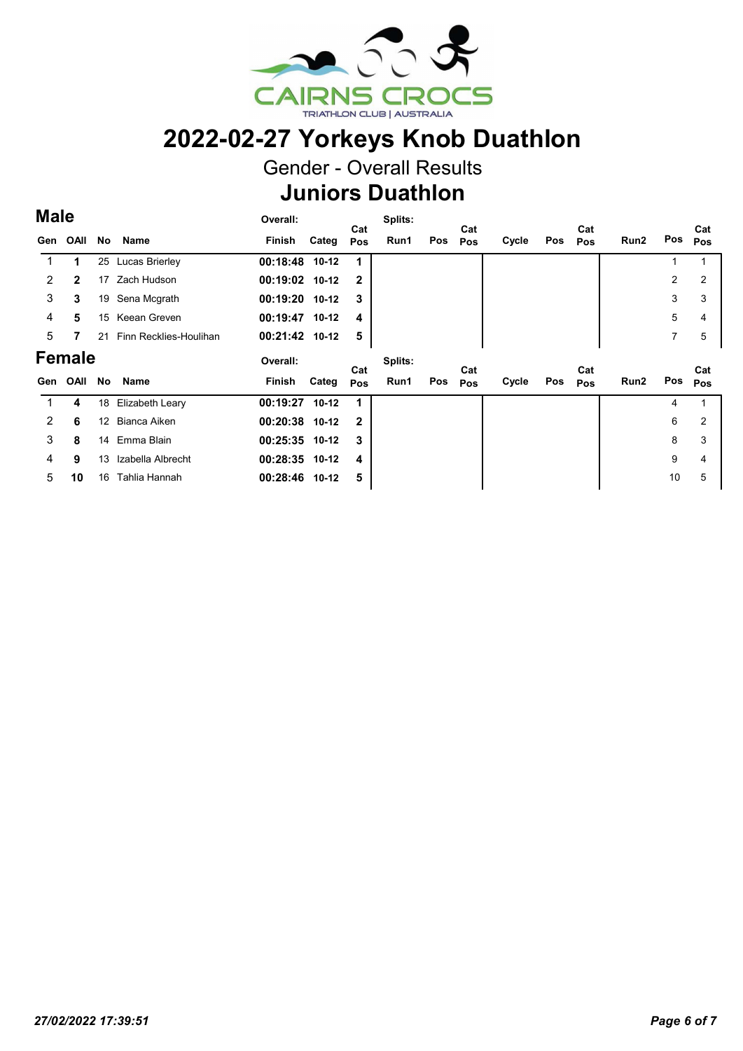CAIRNS CROCS
TRIATHLON CLUB | AUSTRALIA

# 2022-02-27 Yorkeys Knob Duathlon

## Gender - Overall Results

## Juniors Duathlon

### Male

| Gen | OAll | No | Name | Overall: Finish | Categ | Cat Pos | Splits: Run1 | Pos | Cat Pos | Cycle | Pos | Cat Pos | Run2 | Pos | Cat Pos |
|---|---|---|---|---|---|---|---|---|---|---|---|---|---|---|---|
| 1 | **1** | 25 | Lucas Brierley | **00:18:48** | **10-12** | **1** | | | | | | | | 1 | 1 |
| 2 | **2** | 17 | Zach Hudson | **00:19:02** | **10-12** | **2** | | | | | | | | 2 | 2 |
| 3 | **3** | 19 | Sena Mcgrath | **00:19:20** | **10-12** | **3** | | | | | | | | 3 | 3 |
| 4 | **5** | 15 | Keean Greven | **00:19:47** | **10-12** | **4** | | | | | | | | 5 | 4 |
| 5 | **7** | 21 | Finn Recklies-Houlihan | **00:21:42** | **10-12** | **5** | | | | | | | | 7 | 5 |

### Female

| Gen | OAll | No | Name | Overall: Finish | Categ | Cat Pos | Splits: Run1 | Pos | Cat Pos | Cycle | Pos | Cat Pos | Run2 | Pos | Cat Pos |
|---|---|---|---|---|---|---|---|---|---|---|---|---|---|---|---|
| 1 | **4** | 18 | Elizabeth Leary | **00:19:27** | **10-12** | **1** | | | | | | | | 4 | 1 |
| 2 | **6** | 12 | Bianca Aiken | **00:20:38** | **10-12** | **2** | | | | | | | | 6 | 2 |
| 3 | **8** | 14 | Emma Blain | **00:25:35** | **10-12** | **3** | | | | | | | | 8 | 3 |
| 4 | **9** | 13 | Izabella Albrecht | **00:28:35** | **10-12** | **4** | | | | | | | | 9 | 4 |
| 5 | **10** | 16 | Tahlia Hannah | **00:28:46** | **10-12** | **5** | | | | | | | | 10 | 5 |

*27/02/2022 17:39:51*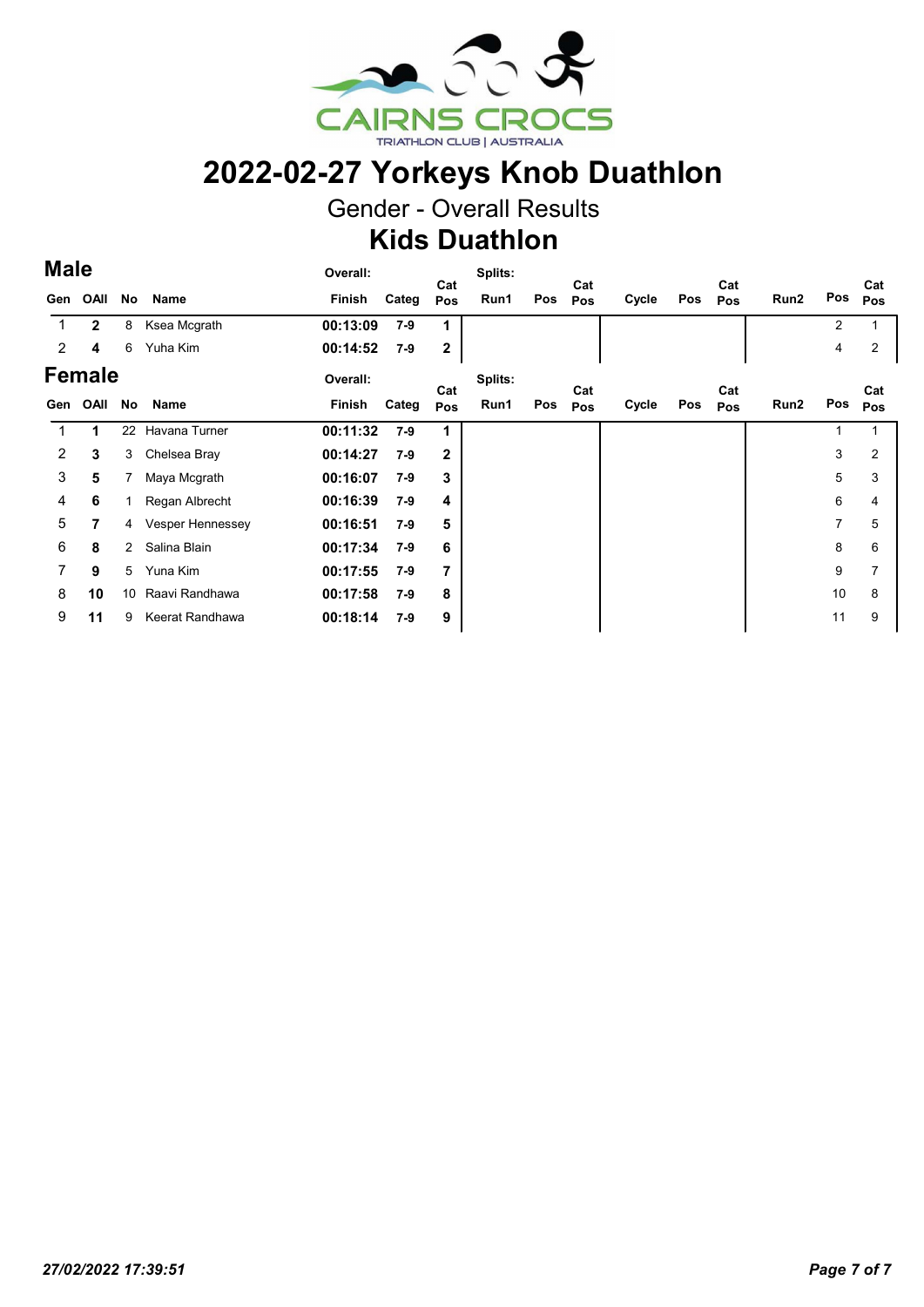CAIRNS CROCS
TRIATHLON CLUB | AUSTRALIA

# 2022-02-27 Yorkeys Knob Duathlon

## Gender - Overall Results

## Kids Duathlon

### Male

| Gen | OAll | No | Name | Overall: Finish | Categ | Cat Pos | Splits: Run1 | Pos | Cat Pos | Cycle | Pos | Cat Pos | Run2 | Pos | Cat Pos |
|---|---|---|---|---|---|---|---|---|---|---|---|---|---|---|---|
| 1 | **2** | 8 | Ksea Mcgrath | **00:13:09** | **7-9** | **1** | | | | | | | | 2 | 1 |
| 2 | **4** | 6 | Yuha Kim | **00:14:52** | **7-9** | **2** | | | | | | | | 4 | 2 |

### Female

| Gen | OAll | No | Name | Overall: Finish | Categ | Cat Pos | Splits: Run1 | Pos | Cat Pos | Cycle | Pos | Cat Pos | Run2 | Pos | Cat Pos |
|---|---|---|---|---|---|---|---|---|---|---|---|---|---|---|---|
| 1 | **1** | 22 | Havana Turner | **00:11:32** | **7-9** | **1** | | | | | | | | 1 | 1 |
| 2 | **3** | 3 | Chelsea Bray | **00:14:27** | **7-9** | **2** | | | | | | | | 3 | 2 |
| 3 | **5** | 7 | Maya Mcgrath | **00:16:07** | **7-9** | **3** | | | | | | | | 5 | 3 |
| 4 | **6** | 1 | Regan Albrecht | **00:16:39** | **7-9** | **4** | | | | | | | | 6 | 4 |
| 5 | **7** | 4 | Vesper Hennessey | **00:16:51** | **7-9** | **5** | | | | | | | | 7 | 5 |
| 6 | **8** | 2 | Salina Blain | **00:17:34** | **7-9** | **6** | | | | | | | | 8 | 6 |
| 7 | **9** | 5 | Yuna Kim | **00:17:55** | **7-9** | **7** | | | | | | | | 9 | 7 |
| 8 | **10** | 10 | Raavi Randhawa | **00:17:58** | **7-9** | **8** | | | | | | | | 10 | 8 |
| 9 | **11** | 9 | Keerat Randhawa | **00:18:14** | **7-9** | **9** | | | | | | | | 11 | 9 |

*27/02/2022 17:39:51*